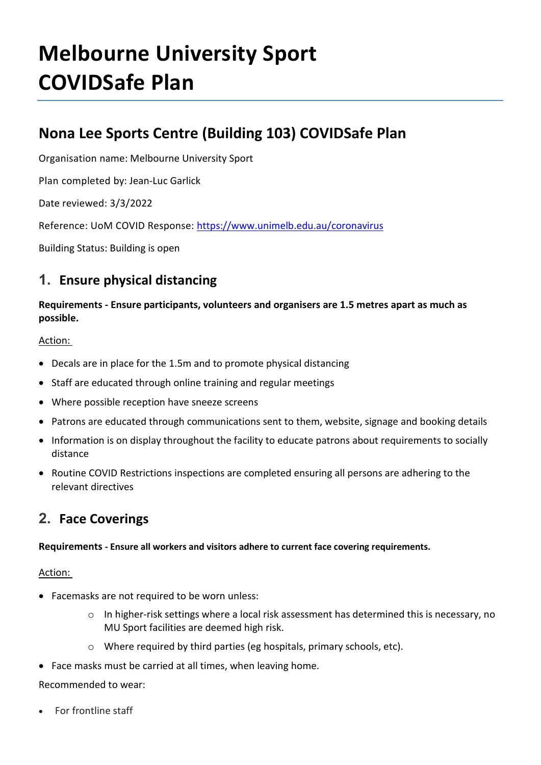# Melbourne University Sport COVIDSafe Plan

## Nona Lee Sports Centre (Building 103) COVIDSafe Plan

Organisation name: Melbourne University Sport

Plan completed by: Jean-Luc Garlick

Date reviewed: 3/3/2022

Reference: UoM COVID Response: [https://www.unimelb.edu.au/coronavirus](https://www.unimelb.edu.au/coronavirus)

Building Status: Building is open

## 1. Ensure physical distancing

**Requirements - Ensure participants, volunteers and organisers are 1.5 metres apart as much as possible.**

Action:

- Decals are in place for the 1.5m and to promote physical distancing
- Staff are educated through online training and regular meetings
- Where possible reception have sneeze screens
- Patrons are educated through communications sent to them, website, signage and booking details
- Information is on display throughout the facility to educate patrons about requirements to socially distance
- Routine COVID Restrictions inspections are completed ensuring all persons are adhering to the relevant directives

## 2. Face Coverings

**Requirements - Ensure all workers and visitors adhere to current face covering requirements.**

Action:

- Facemasks are not required to be worn unless:
  - In higher-risk settings where a local risk assessment has determined this is necessary, no MU Sport facilities are deemed high risk.
  - Where required by third parties (eg hospitals, primary schools, etc).
- Face masks must be carried at all times, when leaving home.

Recommended to wear:

- For frontline staff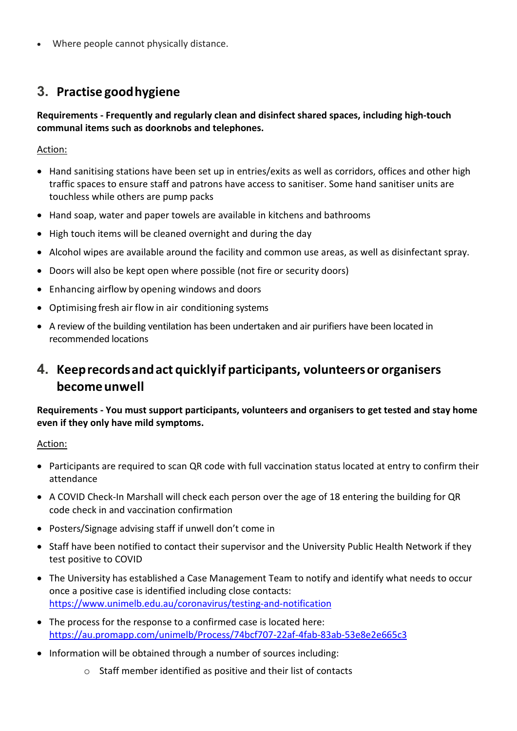- Where people cannot physically distance.

## 3. Practise good hygiene

**Requirements - Frequently and regularly clean and disinfect shared spaces, including high-touch communal items such as doorknobs and telephones.**

Action:

- Hand sanitising stations have been set up in entries/exits as well as corridors, offices and other high traffic spaces to ensure staff and patrons have access to sanitiser. Some hand sanitiser units are touchless while others are pump packs
- Hand soap, water and paper towels are available in kitchens and bathrooms
- High touch items will be cleaned overnight and during the day
- Alcohol wipes are available around the facility and common use areas, as well as disinfectant spray.
- Doors will also be kept open where possible (not fire or security doors)
- Enhancing airflow by opening windows and doors
- Optimising fresh air flow in air conditioning systems
- A review of the building ventilation has been undertaken and air purifiers have been located in recommended locations

## 4. Keep records and act quickly if participants, volunteers or organisers become unwell

**Requirements - You must support participants, volunteers and organisers to get tested and stay home even if they only have mild symptoms.**

Action:

- Participants are required to scan QR code with full vaccination status located at entry to confirm their attendance
- A COVID Check-In Marshall will check each person over the age of 18 entering the building for QR code check in and vaccination confirmation
- Posters/Signage advising staff if unwell don't come in
- Staff have been notified to contact their supervisor and the University Public Health Network if they test positive to COVID
- The University has established a Case Management Team to notify and identify what needs to occur once a positive case is identified including close contacts: https://www.unimelb.edu.au/coronavirus/testing-and-notification
- The process for the response to a confirmed case is located here: https://au.promapp.com/unimelb/Process/74bcf707-22af-4fab-83ab-53e8e2e665c3
- Information will be obtained through a number of sources including:
    - Staff member identified as positive and their list of contacts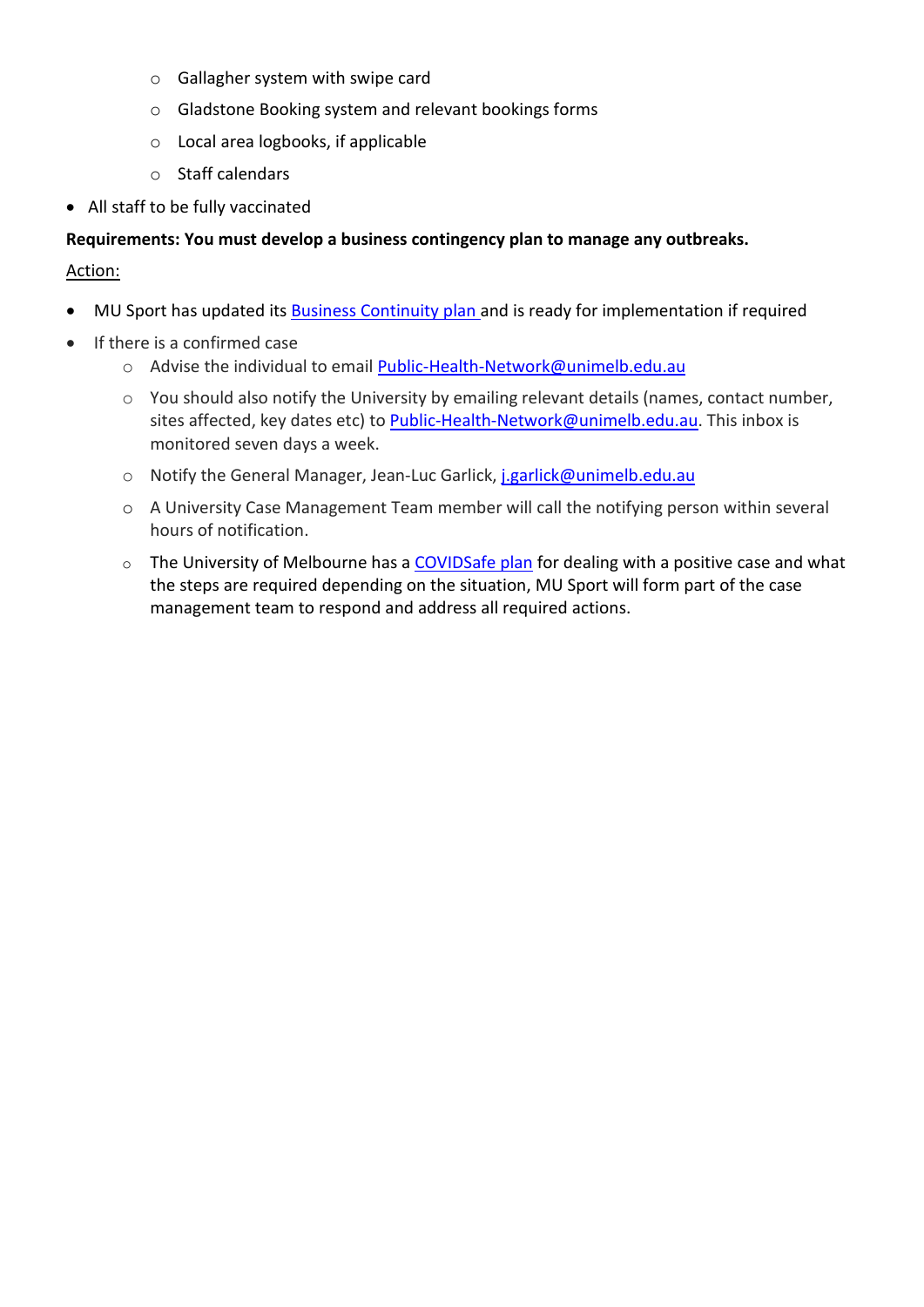- Gallagher system with swipe card
  - Gladstone Booking system and relevant bookings forms
  - Local area logbooks, if applicable
  - Staff calendars
- All staff to be fully vaccinated

**Requirements: You must develop a business contingency plan to manage any outbreaks.**

Action:

- MU Sport has updated its Business Continuity plan and is ready for implementation if required
- If there is a confirmed case
  - Advise the individual to email Public-Health-Network@unimelb.edu.au
  - You should also notify the University by emailing relevant details (names, contact number, sites affected, key dates etc) to Public-Health-Network@unimelb.edu.au. This inbox is monitored seven days a week.
  - Notify the General Manager, Jean-Luc Garlick, j.garlick@unimelb.edu.au
  - A University Case Management Team member will call the notifying person within several hours of notification.
  - The University of Melbourne has a COVIDSafe plan for dealing with a positive case and what the steps are required depending on the situation, MU Sport will form part of the case management team to respond and address all required actions.